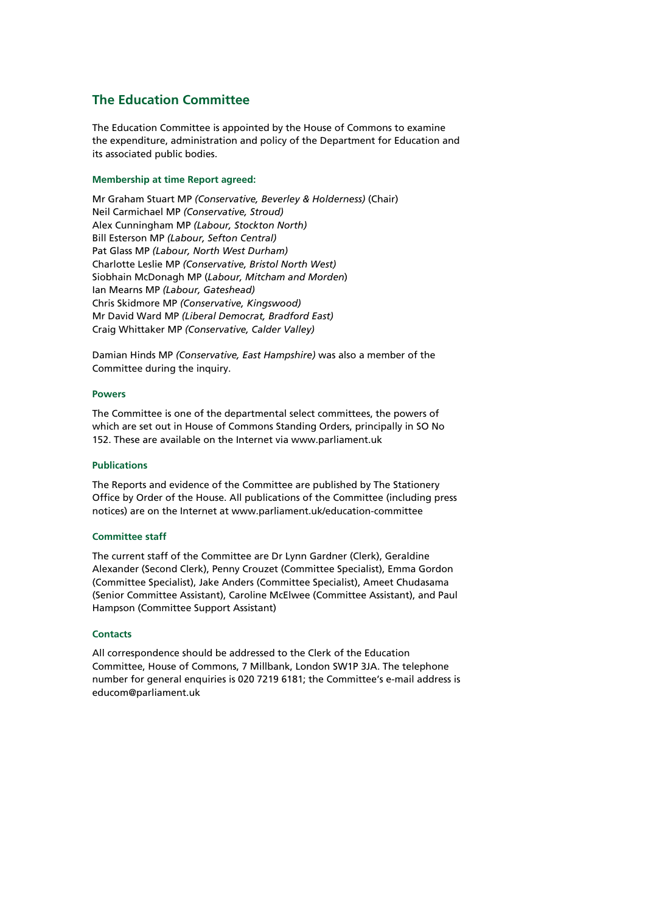## The Education Committee

The Education Committee is appointed by the House of Commons to examine the expenditure, administration and policy of the Department for Education and its associated public bodies.

### Membership at time Report agreed:

Mr Graham Stuart MP *(Conservative, Beverley & Holderness)* (Chair)
Neil Carmichael MP *(Conservative, Stroud)*
Alex Cunningham MP *(Labour, Stockton North)*
Bill Esterson MP *(Labour, Sefton Central)*
Pat Glass MP *(Labour, North West Durham)*
Charlotte Leslie MP *(Conservative, Bristol North West)*
Siobhain McDonagh MP (*Labour, Mitcham and Morden*)
Ian Mearns MP *(Labour, Gateshead)*
Chris Skidmore MP *(Conservative, Kingswood)*
Mr David Ward MP *(Liberal Democrat, Bradford East)*
Craig Whittaker MP *(Conservative, Calder Valley)*

Damian Hinds MP *(Conservative, East Hampshire)* was also a member of the Committee during the inquiry.

### Powers

The Committee is one of the departmental select committees, the powers of which are set out in House of Commons Standing Orders, principally in SO No 152. These are available on the Internet via www.parliament.uk

### Publications

The Reports and evidence of the Committee are published by The Stationery Office by Order of the House. All publications of the Committee (including press notices) are on the Internet at www.parliament.uk/education-committee

### Committee staff

The current staff of the Committee are Dr Lynn Gardner (Clerk), Geraldine Alexander (Second Clerk), Penny Crouzet (Committee Specialist), Emma Gordon (Committee Specialist), Jake Anders (Committee Specialist), Ameet Chudasama (Senior Committee Assistant), Caroline McElwee (Committee Assistant), and Paul Hampson (Committee Support Assistant)

### Contacts

All correspondence should be addressed to the Clerk of the Education Committee, House of Commons, 7 Millbank, London SW1P 3JA. The telephone number for general enquiries is 020 7219 6181; the Committee's e-mail address is educom@parliament.uk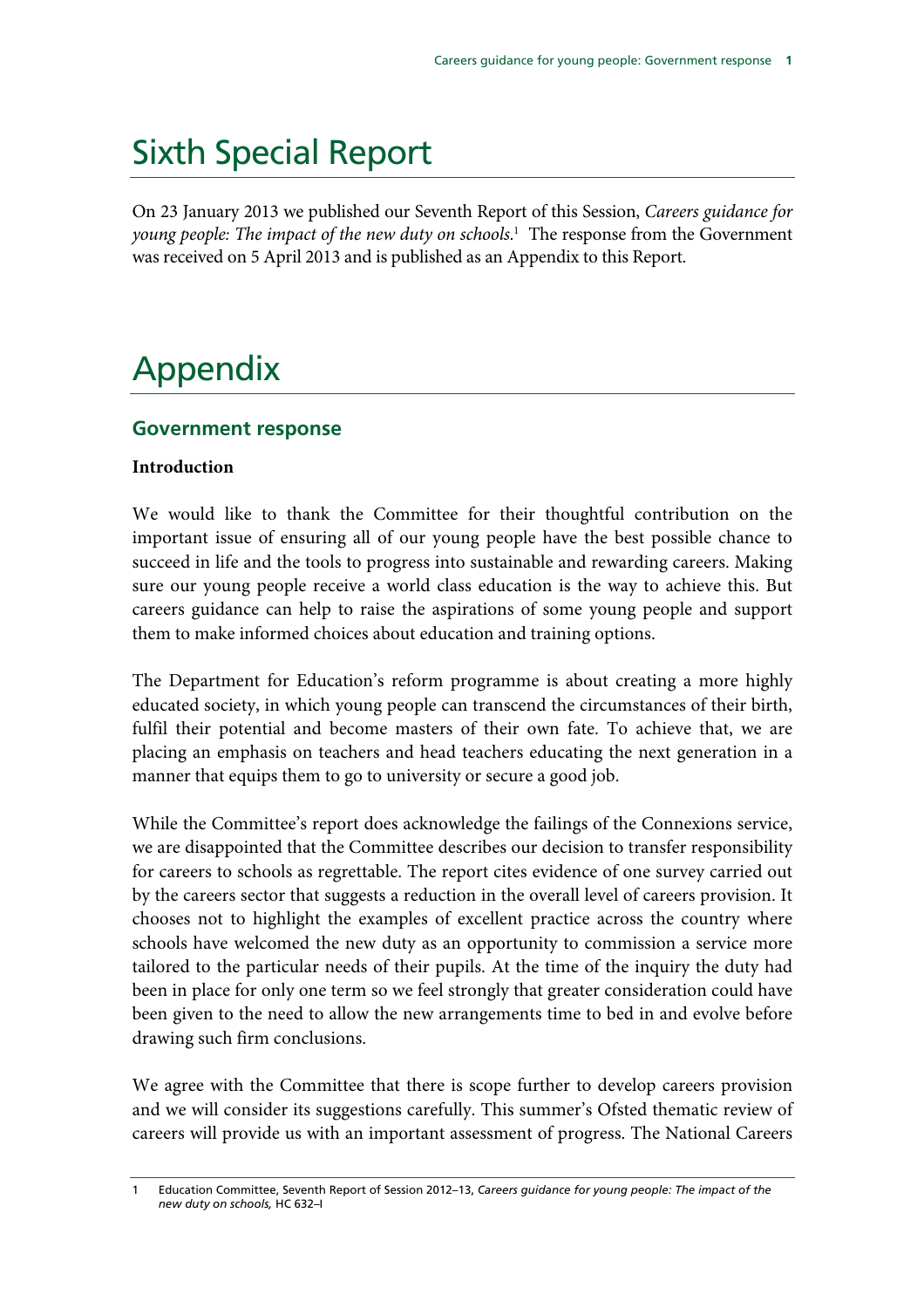# Sixth Special Report

On 23 January 2013 we published our Seventh Report of this Session, *Careers guidance for young people: The impact of the new duty on schools.*[1] The response from the Government was received on 5 April 2013 and is published as an Appendix to this Report.

# Appendix

## Government response

**Introduction**

We would like to thank the Committee for their thoughtful contribution on the important issue of ensuring all of our young people have the best possible chance to succeed in life and the tools to progress into sustainable and rewarding careers. Making sure our young people receive a world class education is the way to achieve this. But careers guidance can help to raise the aspirations of some young people and support them to make informed choices about education and training options.

The Department for Education's reform programme is about creating a more highly educated society, in which young people can transcend the circumstances of their birth, fulfil their potential and become masters of their own fate. To achieve that, we are placing an emphasis on teachers and head teachers educating the next generation in a manner that equips them to go to university or secure a good job.

While the Committee's report does acknowledge the failings of the Connexions service, we are disappointed that the Committee describes our decision to transfer responsibility for careers to schools as regrettable. The report cites evidence of one survey carried out by the careers sector that suggests a reduction in the overall level of careers provision. It chooses not to highlight the examples of excellent practice across the country where schools have welcomed the new duty as an opportunity to commission a service more tailored to the particular needs of their pupils. At the time of the inquiry the duty had been in place for only one term so we feel strongly that greater consideration could have been given to the need to allow the new arrangements time to bed in and evolve before drawing such firm conclusions.

We agree with the Committee that there is scope further to develop careers provision and we will consider its suggestions carefully. This summer's Ofsted thematic review of careers will provide us with an important assessment of progress. The National Careers

---

1 Education Committee, Seventh Report of Session 2012–13, *Careers guidance for young people: The impact of the new duty on schools,* HC 632–I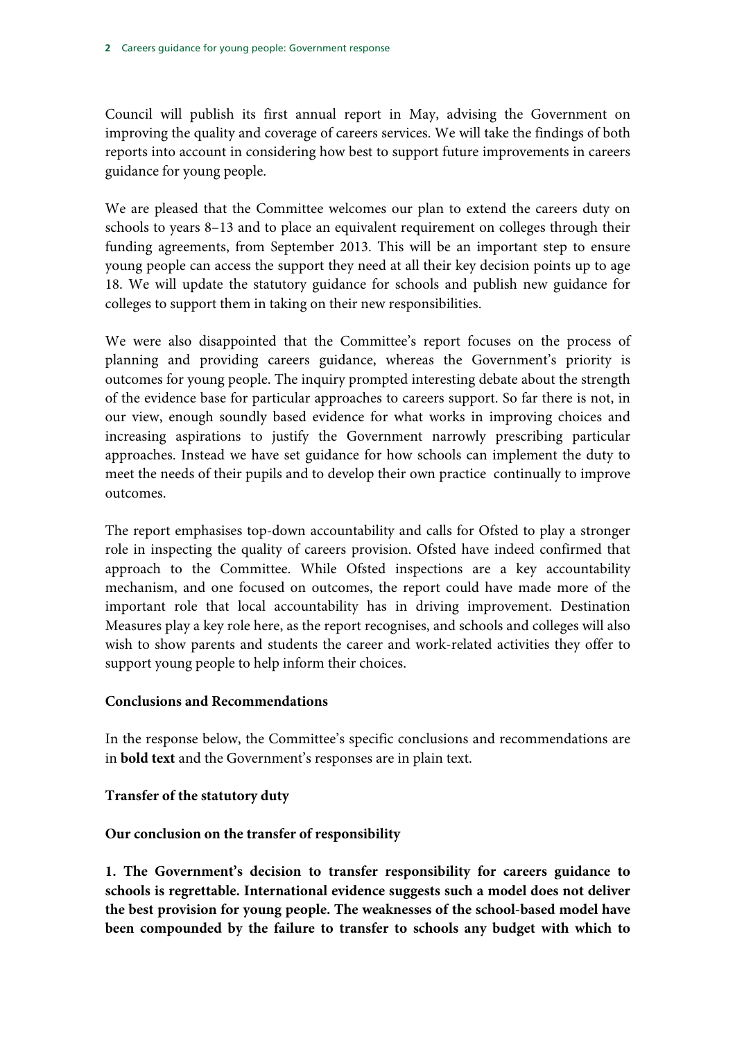Council will publish its first annual report in May, advising the Government on improving the quality and coverage of careers services. We will take the findings of both reports into account in considering how best to support future improvements in careers guidance for young people.

We are pleased that the Committee welcomes our plan to extend the careers duty on schools to years 8–13 and to place an equivalent requirement on colleges through their funding agreements, from September 2013. This will be an important step to ensure young people can access the support they need at all their key decision points up to age 18. We will update the statutory guidance for schools and publish new guidance for colleges to support them in taking on their new responsibilities.

We were also disappointed that the Committee's report focuses on the process of planning and providing careers guidance, whereas the Government's priority is outcomes for young people. The inquiry prompted interesting debate about the strength of the evidence base for particular approaches to careers support. So far there is not, in our view, enough soundly based evidence for what works in improving choices and increasing aspirations to justify the Government narrowly prescribing particular approaches. Instead we have set guidance for how schools can implement the duty to meet the needs of their pupils and to develop their own practice continually to improve outcomes.

The report emphasises top-down accountability and calls for Ofsted to play a stronger role in inspecting the quality of careers provision. Ofsted have indeed confirmed that approach to the Committee. While Ofsted inspections are a key accountability mechanism, and one focused on outcomes, the report could have made more of the important role that local accountability has in driving improvement. Destination Measures play a key role here, as the report recognises, and schools and colleges will also wish to show parents and students the career and work-related activities they offer to support young people to help inform their choices.

**Conclusions and Recommendations**

In the response below, the Committee's specific conclusions and recommendations are in **bold text** and the Government's responses are in plain text.

**Transfer of the statutory duty**

**Our conclusion on the transfer of responsibility**

**1. The Government's decision to transfer responsibility for careers guidance to schools is regrettable. International evidence suggests such a model does not deliver the best provision for young people. The weaknesses of the school-based model have been compounded by the failure to transfer to schools any budget with which to**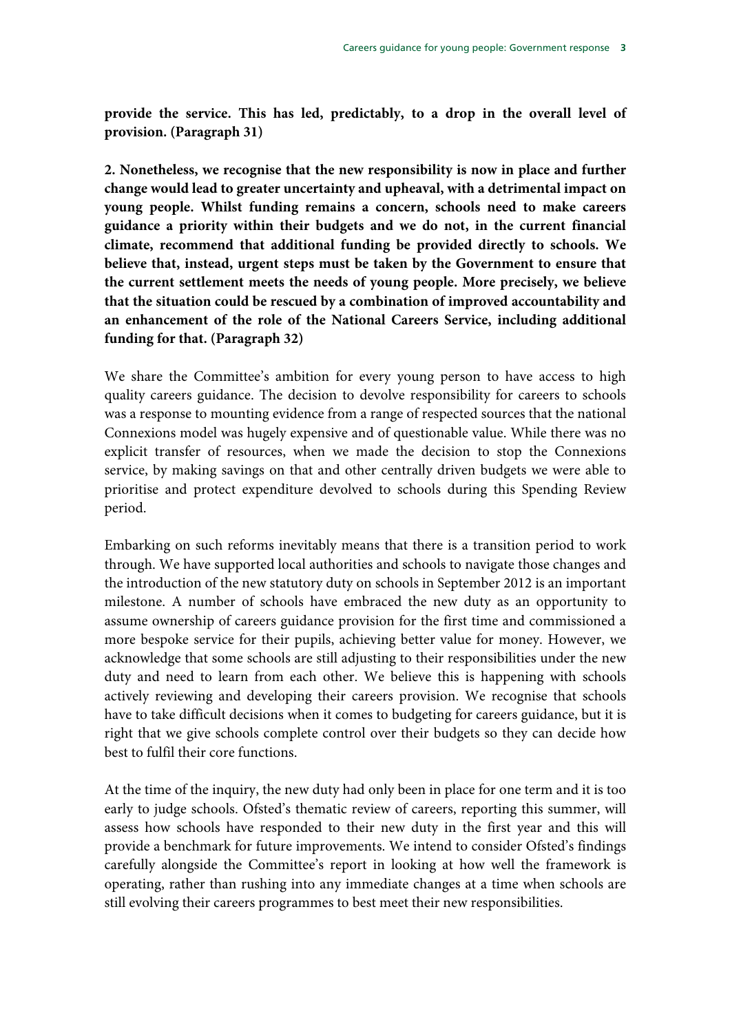**provide the service. This has led, predictably, to a drop in the overall level of provision. (Paragraph 31)**

**2. Nonetheless, we recognise that the new responsibility is now in place and further change would lead to greater uncertainty and upheaval, with a detrimental impact on young people. Whilst funding remains a concern, schools need to make careers guidance a priority within their budgets and we do not, in the current financial climate, recommend that additional funding be provided directly to schools. We believe that, instead, urgent steps must be taken by the Government to ensure that the current settlement meets the needs of young people. More precisely, we believe that the situation could be rescued by a combination of improved accountability and an enhancement of the role of the National Careers Service, including additional funding for that. (Paragraph 32)**

We share the Committee's ambition for every young person to have access to high quality careers guidance. The decision to devolve responsibility for careers to schools was a response to mounting evidence from a range of respected sources that the national Connexions model was hugely expensive and of questionable value. While there was no explicit transfer of resources, when we made the decision to stop the Connexions service, by making savings on that and other centrally driven budgets we were able to prioritise and protect expenditure devolved to schools during this Spending Review period.

Embarking on such reforms inevitably means that there is a transition period to work through. We have supported local authorities and schools to navigate those changes and the introduction of the new statutory duty on schools in September 2012 is an important milestone. A number of schools have embraced the new duty as an opportunity to assume ownership of careers guidance provision for the first time and commissioned a more bespoke service for their pupils, achieving better value for money. However, we acknowledge that some schools are still adjusting to their responsibilities under the new duty and need to learn from each other. We believe this is happening with schools actively reviewing and developing their careers provision. We recognise that schools have to take difficult decisions when it comes to budgeting for careers guidance, but it is right that we give schools complete control over their budgets so they can decide how best to fulfil their core functions.

At the time of the inquiry, the new duty had only been in place for one term and it is too early to judge schools. Ofsted's thematic review of careers, reporting this summer, will assess how schools have responded to their new duty in the first year and this will provide a benchmark for future improvements. We intend to consider Ofsted's findings carefully alongside the Committee's report in looking at how well the framework is operating, rather than rushing into any immediate changes at a time when schools are still evolving their careers programmes to best meet their new responsibilities.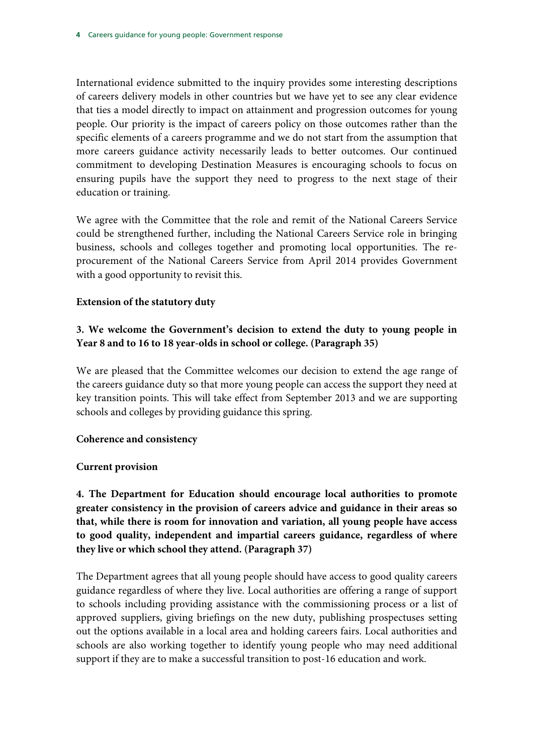International evidence submitted to the inquiry provides some interesting descriptions of careers delivery models in other countries but we have yet to see any clear evidence that ties a model directly to impact on attainment and progression outcomes for young people. Our priority is the impact of careers policy on those outcomes rather than the specific elements of a careers programme and we do not start from the assumption that more careers guidance activity necessarily leads to better outcomes. Our continued commitment to developing Destination Measures is encouraging schools to focus on ensuring pupils have the support they need to progress to the next stage of their education or training.

We agree with the Committee that the role and remit of the National Careers Service could be strengthened further, including the National Careers Service role in bringing business, schools and colleges together and promoting local opportunities. The re-procurement of the National Careers Service from April 2014 provides Government with a good opportunity to revisit this.

**Extension of the statutory duty**

**3. We welcome the Government's decision to extend the duty to young people in Year 8 and to 16 to 18 year-olds in school or college. (Paragraph 35)**

We are pleased that the Committee welcomes our decision to extend the age range of the careers guidance duty so that more young people can access the support they need at key transition points. This will take effect from September 2013 and we are supporting schools and colleges by providing guidance this spring.

**Coherence and consistency**

**Current provision**

**4. The Department for Education should encourage local authorities to promote greater consistency in the provision of careers advice and guidance in their areas so that, while there is room for innovation and variation, all young people have access to good quality, independent and impartial careers guidance, regardless of where they live or which school they attend. (Paragraph 37)**

The Department agrees that all young people should have access to good quality careers guidance regardless of where they live. Local authorities are offering a range of support to schools including providing assistance with the commissioning process or a list of approved suppliers, giving briefings on the new duty, publishing prospectuses setting out the options available in a local area and holding careers fairs. Local authorities and schools are also working together to identify young people who may need additional support if they are to make a successful transition to post-16 education and work.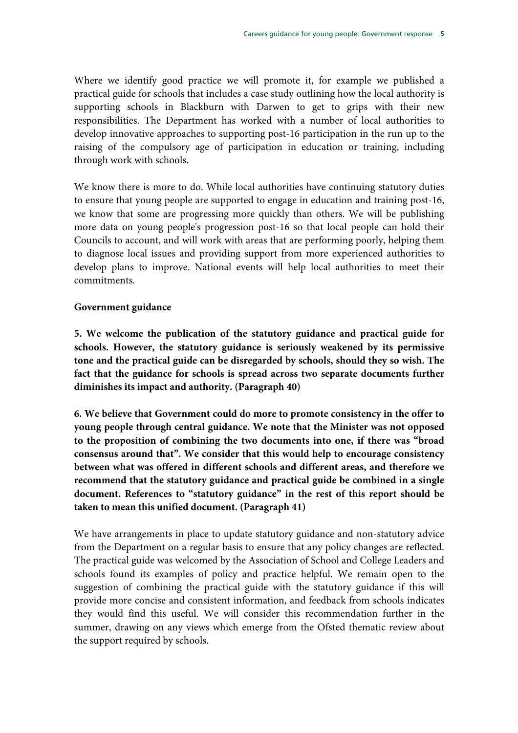Where we identify good practice we will promote it, for example we published a practical guide for schools that includes a case study outlining how the local authority is supporting schools in Blackburn with Darwen to get to grips with their new responsibilities. The Department has worked with a number of local authorities to develop innovative approaches to supporting post-16 participation in the run up to the raising of the compulsory age of participation in education or training, including through work with schools.

We know there is more to do. While local authorities have continuing statutory duties to ensure that young people are supported to engage in education and training post-16, we know that some are progressing more quickly than others. We will be publishing more data on young people's progression post-16 so that local people can hold their Councils to account, and will work with areas that are performing poorly, helping them to diagnose local issues and providing support from more experienced authorities to develop plans to improve. National events will help local authorities to meet their commitments.

**Government guidance**

**5. We welcome the publication of the statutory guidance and practical guide for schools. However, the statutory guidance is seriously weakened by its permissive tone and the practical guide can be disregarded by schools, should they so wish. The fact that the guidance for schools is spread across two separate documents further diminishes its impact and authority. (Paragraph 40)**

**6. We believe that Government could do more to promote consistency in the offer to young people through central guidance. We note that the Minister was not opposed to the proposition of combining the two documents into one, if there was "broad consensus around that". We consider that this would help to encourage consistency between what was offered in different schools and different areas, and therefore we recommend that the statutory guidance and practical guide be combined in a single document. References to "statutory guidance" in the rest of this report should be taken to mean this unified document. (Paragraph 41)**

We have arrangements in place to update statutory guidance and non-statutory advice from the Department on a regular basis to ensure that any policy changes are reflected. The practical guide was welcomed by the Association of School and College Leaders and schools found its examples of policy and practice helpful. We remain open to the suggestion of combining the practical guide with the statutory guidance if this will provide more concise and consistent information, and feedback from schools indicates they would find this useful. We will consider this recommendation further in the summer, drawing on any views which emerge from the Ofsted thematic review about the support required by schools.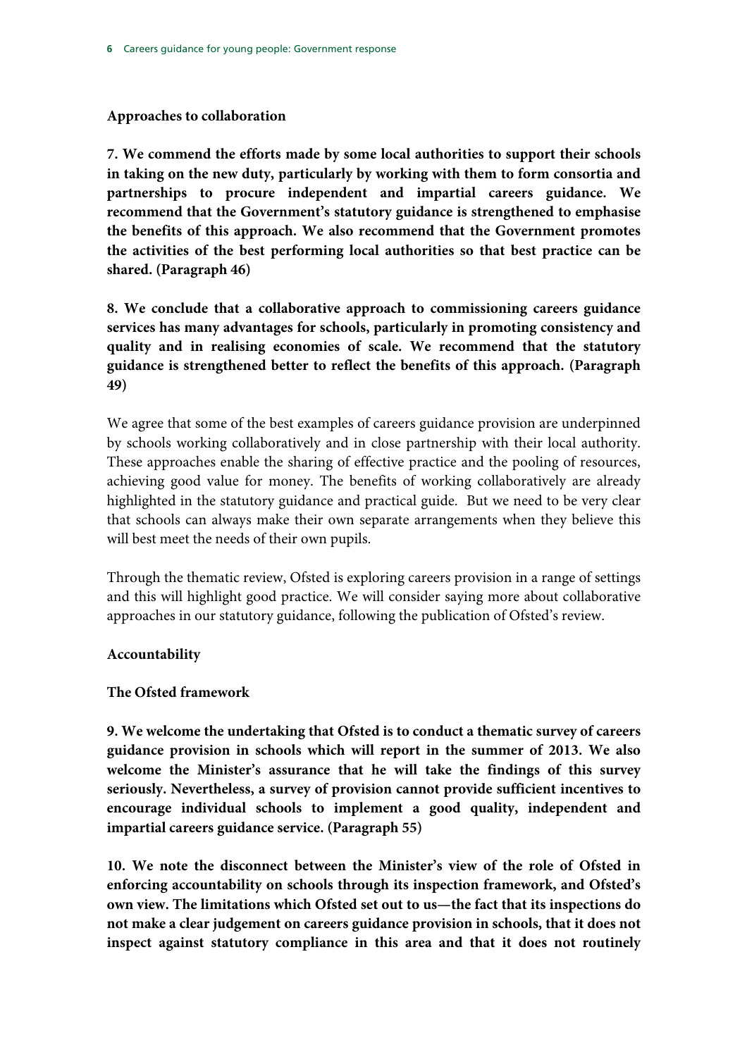### Approaches to collaboration

**7. We commend the efforts made by some local authorities to support their schools in taking on the new duty, particularly by working with them to form consortia and partnerships to procure independent and impartial careers guidance. We recommend that the Government's statutory guidance is strengthened to emphasise the benefits of this approach. We also recommend that the Government promotes the activities of the best performing local authorities so that best practice can be shared. (Paragraph 46)**

**8. We conclude that a collaborative approach to commissioning careers guidance services has many advantages for schools, particularly in promoting consistency and quality and in realising economies of scale. We recommend that the statutory guidance is strengthened better to reflect the benefits of this approach. (Paragraph 49)**

We agree that some of the best examples of careers guidance provision are underpinned by schools working collaboratively and in close partnership with their local authority. These approaches enable the sharing of effective practice and the pooling of resources, achieving good value for money. The benefits of working collaboratively are already highlighted in the statutory guidance and practical guide. But we need to be very clear that schools can always make their own separate arrangements when they believe this will best meet the needs of their own pupils.

Through the thematic review, Ofsted is exploring careers provision in a range of settings and this will highlight good practice. We will consider saying more about collaborative approaches in our statutory guidance, following the publication of Ofsted's review.

### Accountability

#### The Ofsted framework

**9. We welcome the undertaking that Ofsted is to conduct a thematic survey of careers guidance provision in schools which will report in the summer of 2013. We also welcome the Minister's assurance that he will take the findings of this survey seriously. Nevertheless, a survey of provision cannot provide sufficient incentives to encourage individual schools to implement a good quality, independent and impartial careers guidance service. (Paragraph 55)**

**10. We note the disconnect between the Minister's view of the role of Ofsted in enforcing accountability on schools through its inspection framework, and Ofsted's own view. The limitations which Ofsted set out to us—the fact that its inspections do not make a clear judgement on careers guidance provision in schools, that it does not inspect against statutory compliance in this area and that it does not routinely**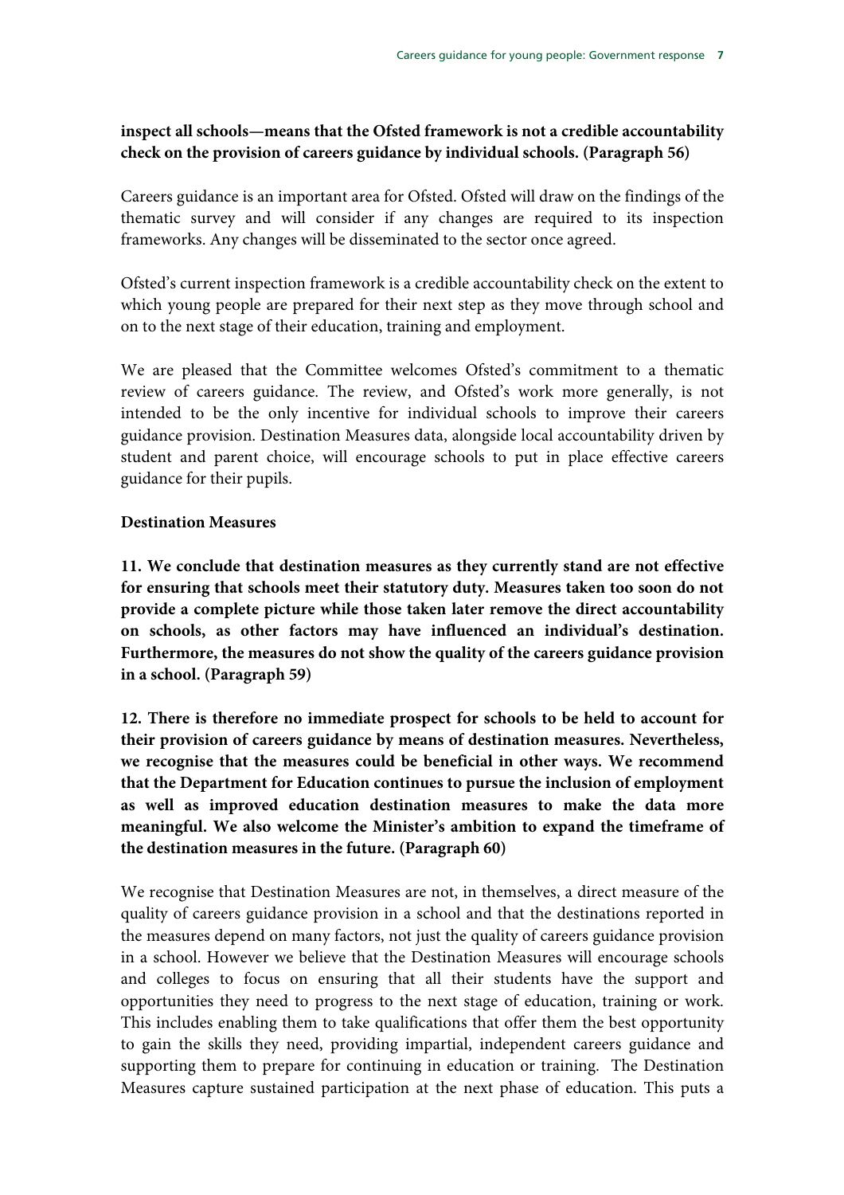**inspect all schools—means that the Ofsted framework is not a credible accountability check on the provision of careers guidance by individual schools. (Paragraph 56)**

Careers guidance is an important area for Ofsted. Ofsted will draw on the findings of the thematic survey and will consider if any changes are required to its inspection frameworks. Any changes will be disseminated to the sector once agreed.

Ofsted's current inspection framework is a credible accountability check on the extent to which young people are prepared for their next step as they move through school and on to the next stage of their education, training and employment.

We are pleased that the Committee welcomes Ofsted's commitment to a thematic review of careers guidance. The review, and Ofsted's work more generally, is not intended to be the only incentive for individual schools to improve their careers guidance provision. Destination Measures data, alongside local accountability driven by student and parent choice, will encourage schools to put in place effective careers guidance for their pupils.

**Destination Measures**

**11. We conclude that destination measures as they currently stand are not effective for ensuring that schools meet their statutory duty. Measures taken too soon do not provide a complete picture while those taken later remove the direct accountability on schools, as other factors may have influenced an individual's destination. Furthermore, the measures do not show the quality of the careers guidance provision in a school. (Paragraph 59)**

**12. There is therefore no immediate prospect for schools to be held to account for their provision of careers guidance by means of destination measures. Nevertheless, we recognise that the measures could be beneficial in other ways. We recommend that the Department for Education continues to pursue the inclusion of employment as well as improved education destination measures to make the data more meaningful. We also welcome the Minister's ambition to expand the timeframe of the destination measures in the future. (Paragraph 60)**

We recognise that Destination Measures are not, in themselves, a direct measure of the quality of careers guidance provision in a school and that the destinations reported in the measures depend on many factors, not just the quality of careers guidance provision in a school. However we believe that the Destination Measures will encourage schools and colleges to focus on ensuring that all their students have the support and opportunities they need to progress to the next stage of education, training or work. This includes enabling them to take qualifications that offer them the best opportunity to gain the skills they need, providing impartial, independent careers guidance and supporting them to prepare for continuing in education or training. The Destination Measures capture sustained participation at the next phase of education. This puts a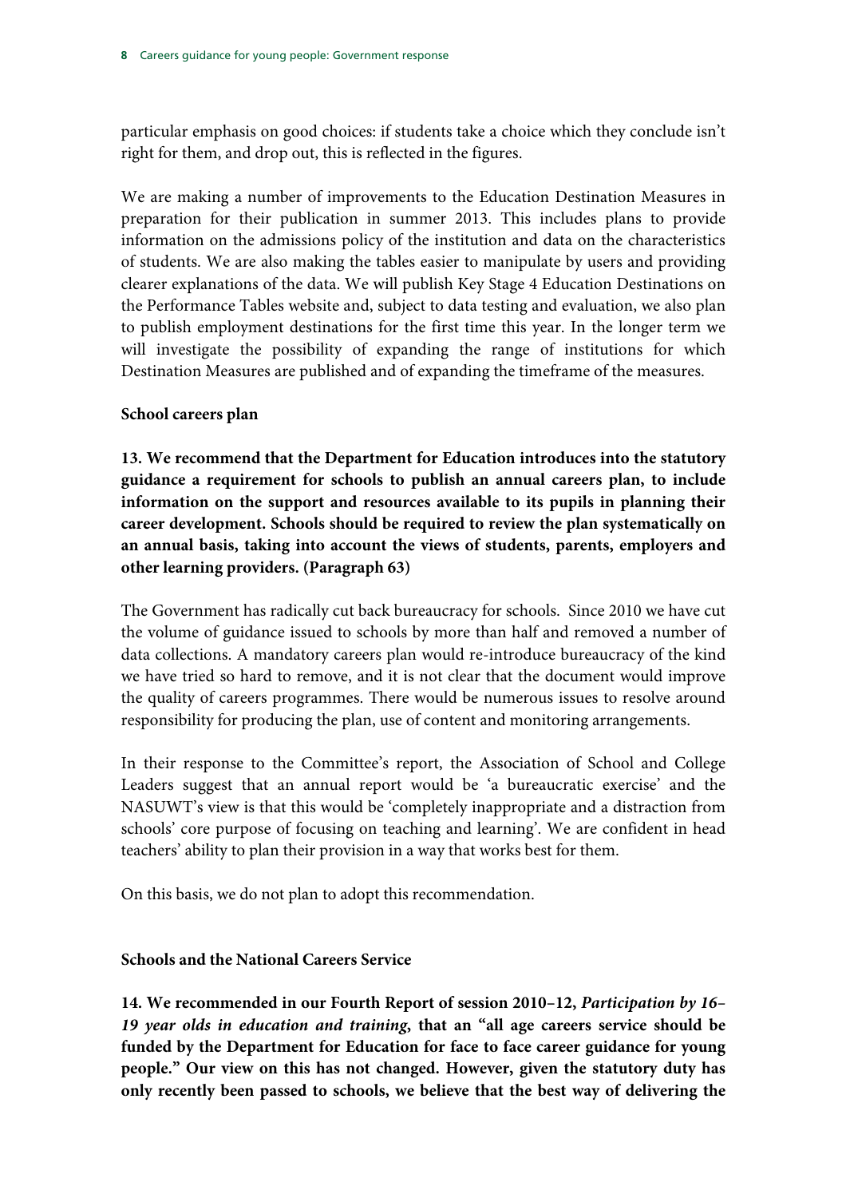particular emphasis on good choices: if students take a choice which they conclude isn't right for them, and drop out, this is reflected in the figures.

We are making a number of improvements to the Education Destination Measures in preparation for their publication in summer 2013. This includes plans to provide information on the admissions policy of the institution and data on the characteristics of students. We are also making the tables easier to manipulate by users and providing clearer explanations of the data. We will publish Key Stage 4 Education Destinations on the Performance Tables website and, subject to data testing and evaluation, we also plan to publish employment destinations for the first time this year. In the longer term we will investigate the possibility of expanding the range of institutions for which Destination Measures are published and of expanding the timeframe of the measures.

**School careers plan**

**13. We recommend that the Department for Education introduces into the statutory guidance a requirement for schools to publish an annual careers plan, to include information on the support and resources available to its pupils in planning their career development. Schools should be required to review the plan systematically on an annual basis, taking into account the views of students, parents, employers and other learning providers. (Paragraph 63)**

The Government has radically cut back bureaucracy for schools. Since 2010 we have cut the volume of guidance issued to schools by more than half and removed a number of data collections. A mandatory careers plan would re-introduce bureaucracy of the kind we have tried so hard to remove, and it is not clear that the document would improve the quality of careers programmes. There would be numerous issues to resolve around responsibility for producing the plan, use of content and monitoring arrangements.

In their response to the Committee's report, the Association of School and College Leaders suggest that an annual report would be 'a bureaucratic exercise' and the NASUWT's view is that this would be 'completely inappropriate and a distraction from schools' core purpose of focusing on teaching and learning'. We are confident in head teachers' ability to plan their provision in a way that works best for them.

On this basis, we do not plan to adopt this recommendation.

**Schools and the National Careers Service**

**14. We recommended in our Fourth Report of session 2010–12, *Participation by 16–19 year olds in education and training*, that an "all age careers service should be funded by the Department for Education for face to face career guidance for young people." Our view on this has not changed. However, given the statutory duty has only recently been passed to schools, we believe that the best way of delivering the**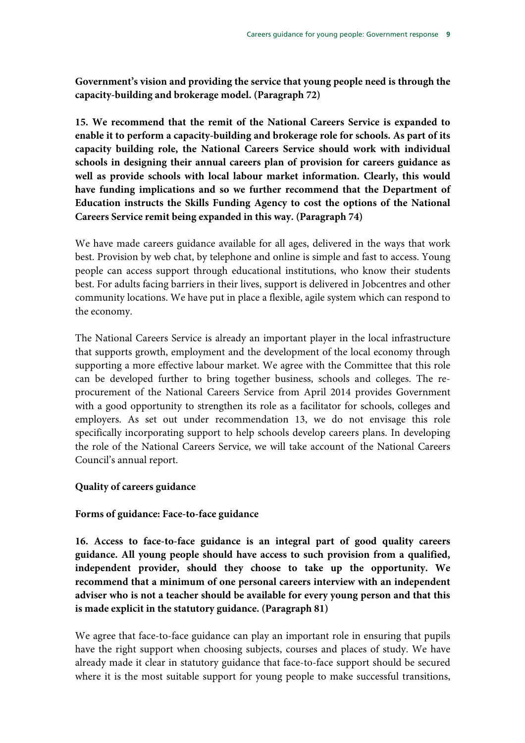**Government's vision and providing the service that young people need is through the capacity-building and brokerage model. (Paragraph 72)**

**15. We recommend that the remit of the National Careers Service is expanded to enable it to perform a capacity-building and brokerage role for schools. As part of its capacity building role, the National Careers Service should work with individual schools in designing their annual careers plan of provision for careers guidance as well as provide schools with local labour market information. Clearly, this would have funding implications and so we further recommend that the Department of Education instructs the Skills Funding Agency to cost the options of the National Careers Service remit being expanded in this way. (Paragraph 74)**

We have made careers guidance available for all ages, delivered in the ways that work best. Provision by web chat, by telephone and online is simple and fast to access. Young people can access support through educational institutions, who know their students best. For adults facing barriers in their lives, support is delivered in Jobcentres and other community locations. We have put in place a flexible, agile system which can respond to the economy.

The National Careers Service is already an important player in the local infrastructure that supports growth, employment and the development of the local economy through supporting a more effective labour market. We agree with the Committee that this role can be developed further to bring together business, schools and colleges. The re-procurement of the National Careers Service from April 2014 provides Government with a good opportunity to strengthen its role as a facilitator for schools, colleges and employers. As set out under recommendation 13, we do not envisage this role specifically incorporating support to help schools develop careers plans. In developing the role of the National Careers Service, we will take account of the National Careers Council's annual report.

### Quality of careers guidance

#### Forms of guidance: Face-to-face guidance

**16. Access to face-to-face guidance is an integral part of good quality careers guidance. All young people should have access to such provision from a qualified, independent provider, should they choose to take up the opportunity. We recommend that a minimum of one personal careers interview with an independent adviser who is not a teacher should be available for every young person and that this is made explicit in the statutory guidance. (Paragraph 81)**

We agree that face-to-face guidance can play an important role in ensuring that pupils have the right support when choosing subjects, courses and places of study. We have already made it clear in statutory guidance that face-to-face support should be secured where it is the most suitable support for young people to make successful transitions,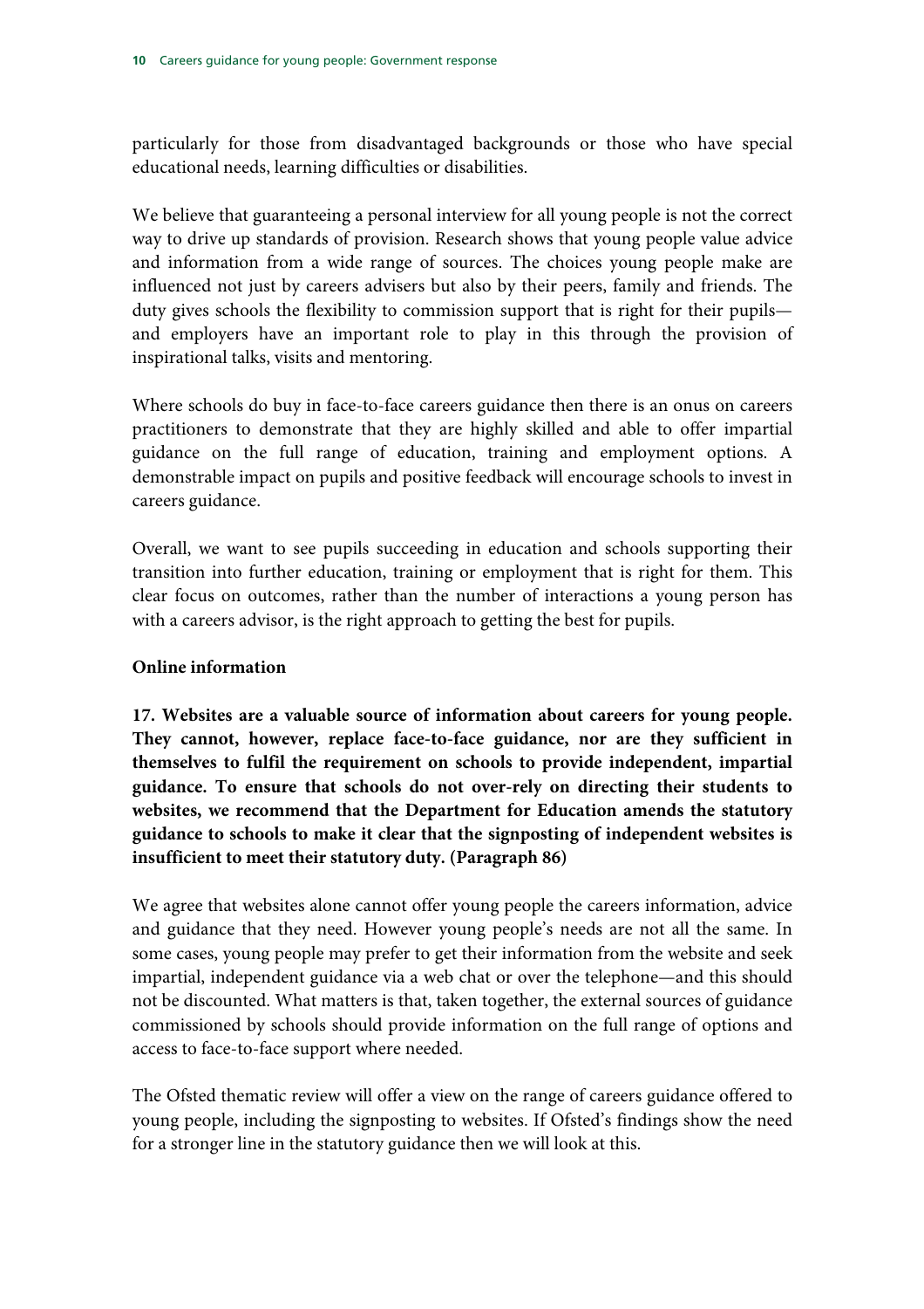particularly for those from disadvantaged backgrounds or those who have special educational needs, learning difficulties or disabilities.

We believe that guaranteeing a personal interview for all young people is not the correct way to drive up standards of provision. Research shows that young people value advice and information from a wide range of sources. The choices young people make are influenced not just by careers advisers but also by their peers, family and friends. The duty gives schools the flexibility to commission support that is right for their pupils—and employers have an important role to play in this through the provision of inspirational talks, visits and mentoring.

Where schools do buy in face-to-face careers guidance then there is an onus on careers practitioners to demonstrate that they are highly skilled and able to offer impartial guidance on the full range of education, training and employment options. A demonstrable impact on pupils and positive feedback will encourage schools to invest in careers guidance.

Overall, we want to see pupils succeeding in education and schools supporting their transition into further education, training or employment that is right for them. This clear focus on outcomes, rather than the number of interactions a young person has with a careers advisor, is the right approach to getting the best for pupils.

**Online information**

**17. Websites are a valuable source of information about careers for young people. They cannot, however, replace face-to-face guidance, nor are they sufficient in themselves to fulfil the requirement on schools to provide independent, impartial guidance. To ensure that schools do not over-rely on directing their students to websites, we recommend that the Department for Education amends the statutory guidance to schools to make it clear that the signposting of independent websites is insufficient to meet their statutory duty. (Paragraph 86)**

We agree that websites alone cannot offer young people the careers information, advice and guidance that they need. However young people's needs are not all the same. In some cases, young people may prefer to get their information from the website and seek impartial, independent guidance via a web chat or over the telephone—and this should not be discounted. What matters is that, taken together, the external sources of guidance commissioned by schools should provide information on the full range of options and access to face-to-face support where needed.

The Ofsted thematic review will offer a view on the range of careers guidance offered to young people, including the signposting to websites. If Ofsted's findings show the need for a stronger line in the statutory guidance then we will look at this.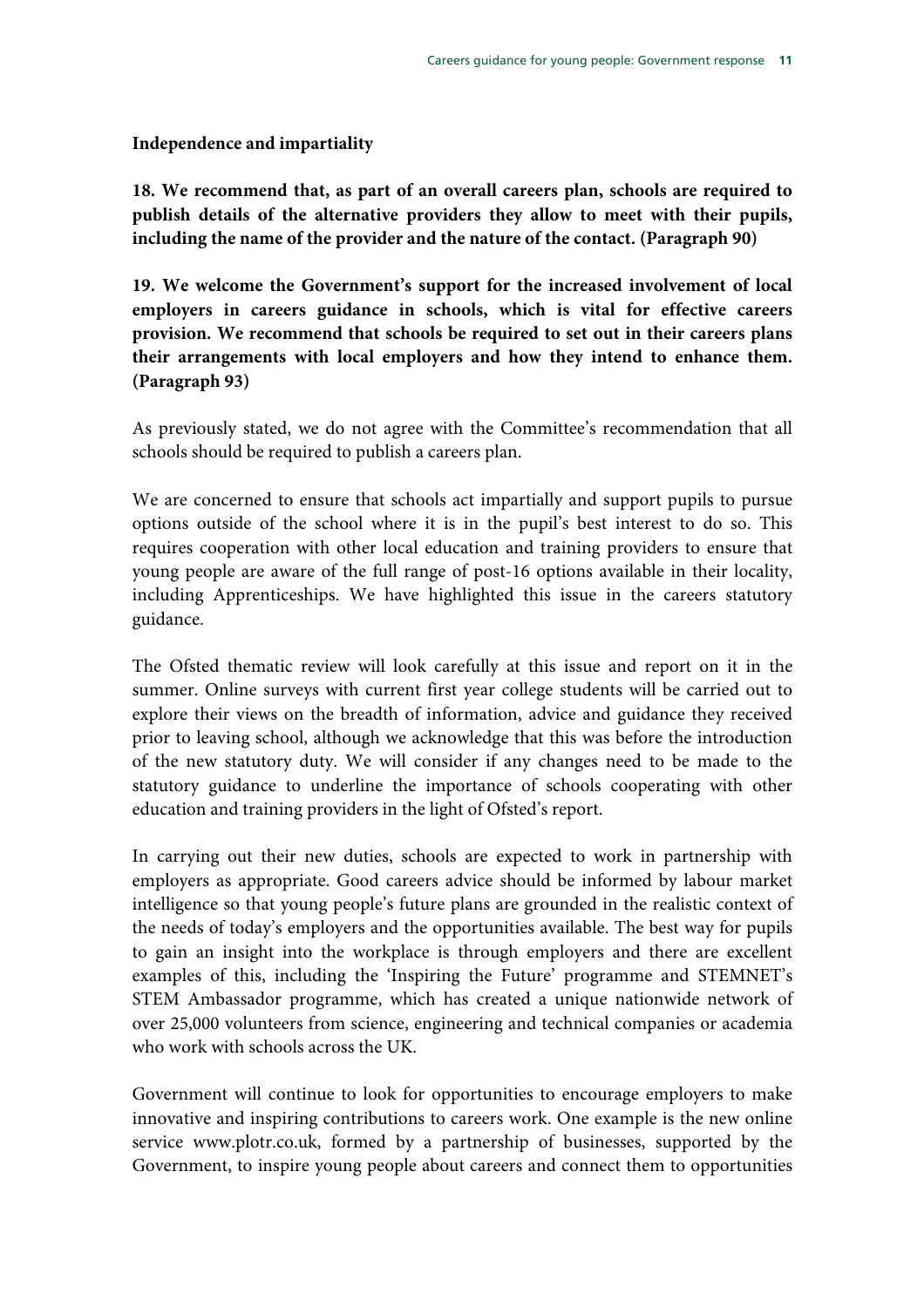**Independence and impartiality**

**18. We recommend that, as part of an overall careers plan, schools are required to publish details of the alternative providers they allow to meet with their pupils, including the name of the provider and the nature of the contact. (Paragraph 90)**

**19. We welcome the Government's support for the increased involvement of local employers in careers guidance in schools, which is vital for effective careers provision. We recommend that schools be required to set out in their careers plans their arrangements with local employers and how they intend to enhance them. (Paragraph 93)**

As previously stated, we do not agree with the Committee's recommendation that all schools should be required to publish a careers plan.

We are concerned to ensure that schools act impartially and support pupils to pursue options outside of the school where it is in the pupil's best interest to do so. This requires cooperation with other local education and training providers to ensure that young people are aware of the full range of post-16 options available in their locality, including Apprenticeships. We have highlighted this issue in the careers statutory guidance.

The Ofsted thematic review will look carefully at this issue and report on it in the summer. Online surveys with current first year college students will be carried out to explore their views on the breadth of information, advice and guidance they received prior to leaving school, although we acknowledge that this was before the introduction of the new statutory duty. We will consider if any changes need to be made to the statutory guidance to underline the importance of schools cooperating with other education and training providers in the light of Ofsted's report.

In carrying out their new duties, schools are expected to work in partnership with employers as appropriate. Good careers advice should be informed by labour market intelligence so that young people's future plans are grounded in the realistic context of the needs of today's employers and the opportunities available. The best way for pupils to gain an insight into the workplace is through employers and there are excellent examples of this, including the 'Inspiring the Future' programme and STEMNET's STEM Ambassador programme, which has created a unique nationwide network of over 25,000 volunteers from science, engineering and technical companies or academia who work with schools across the UK.

Government will continue to look for opportunities to encourage employers to make innovative and inspiring contributions to careers work. One example is the new online service www.plotr.co.uk, formed by a partnership of businesses, supported by the Government, to inspire young people about careers and connect them to opportunities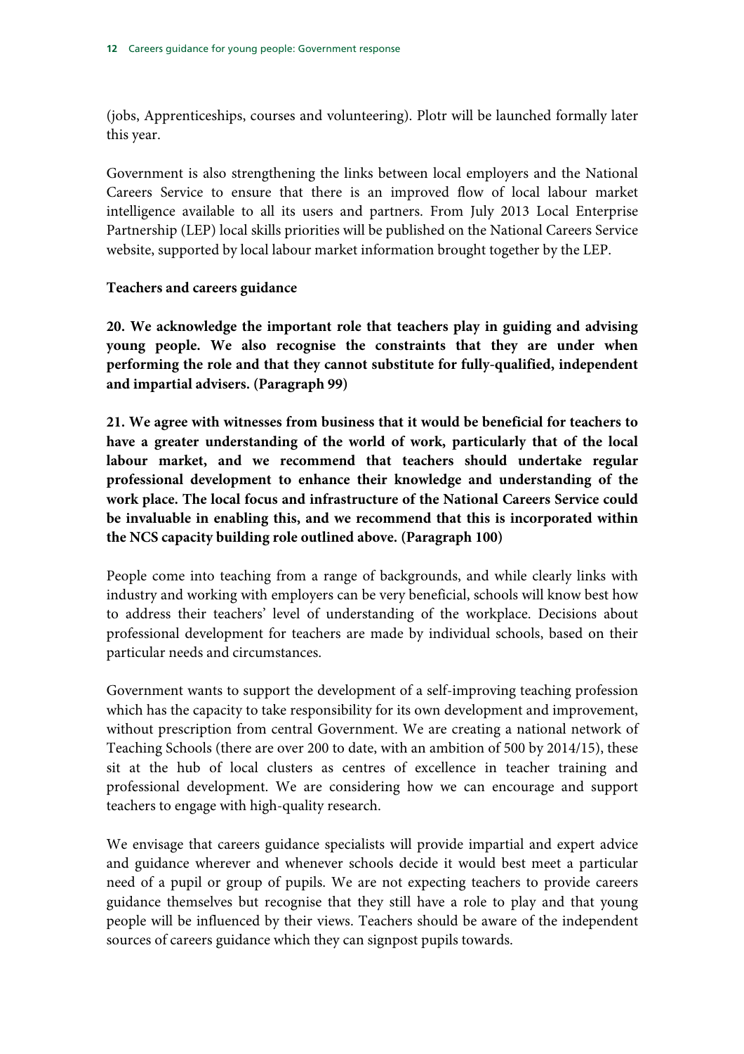(jobs, Apprenticeships, courses and volunteering). Plotr will be launched formally later this year.

Government is also strengthening the links between local employers and the National Careers Service to ensure that there is an improved flow of local labour market intelligence available to all its users and partners. From July 2013 Local Enterprise Partnership (LEP) local skills priorities will be published on the National Careers Service website, supported by local labour market information brought together by the LEP.

**Teachers and careers guidance**

**20. We acknowledge the important role that teachers play in guiding and advising young people. We also recognise the constraints that they are under when performing the role and that they cannot substitute for fully-qualified, independent and impartial advisers. (Paragraph 99)**

**21. We agree with witnesses from business that it would be beneficial for teachers to have a greater understanding of the world of work, particularly that of the local labour market, and we recommend that teachers should undertake regular professional development to enhance their knowledge and understanding of the work place. The local focus and infrastructure of the National Careers Service could be invaluable in enabling this, and we recommend that this is incorporated within the NCS capacity building role outlined above. (Paragraph 100)**

People come into teaching from a range of backgrounds, and while clearly links with industry and working with employers can be very beneficial, schools will know best how to address their teachers' level of understanding of the workplace. Decisions about professional development for teachers are made by individual schools, based on their particular needs and circumstances.

Government wants to support the development of a self-improving teaching profession which has the capacity to take responsibility for its own development and improvement, without prescription from central Government. We are creating a national network of Teaching Schools (there are over 200 to date, with an ambition of 500 by 2014/15), these sit at the hub of local clusters as centres of excellence in teacher training and professional development. We are considering how we can encourage and support teachers to engage with high-quality research.

We envisage that careers guidance specialists will provide impartial and expert advice and guidance wherever and whenever schools decide it would best meet a particular need of a pupil or group of pupils. We are not expecting teachers to provide careers guidance themselves but recognise that they still have a role to play and that young people will be influenced by their views. Teachers should be aware of the independent sources of careers guidance which they can signpost pupils towards.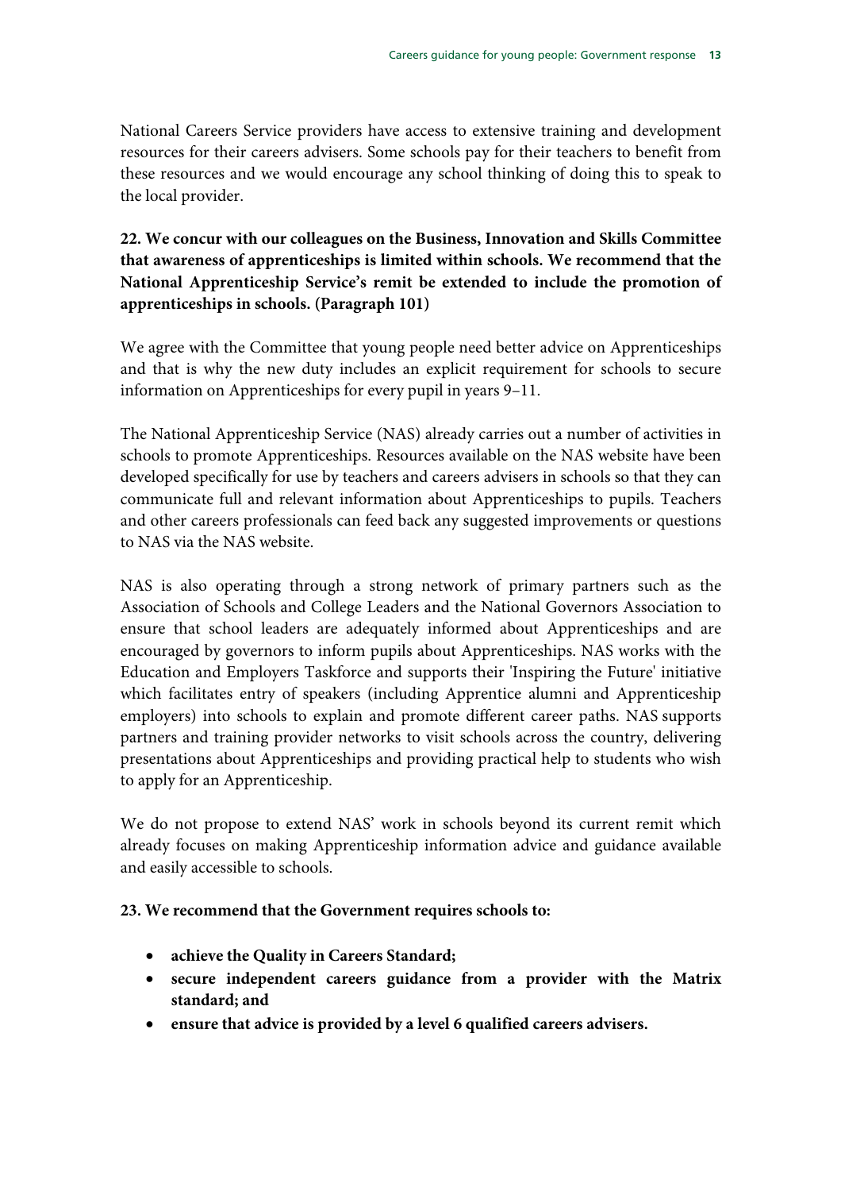National Careers Service providers have access to extensive training and development resources for their careers advisers. Some schools pay for their teachers to benefit from these resources and we would encourage any school thinking of doing this to speak to the local provider.

**22. We concur with our colleagues on the Business, Innovation and Skills Committee that awareness of apprenticeships is limited within schools. We recommend that the National Apprenticeship Service's remit be extended to include the promotion of apprenticeships in schools. (Paragraph 101)**

We agree with the Committee that young people need better advice on Apprenticeships and that is why the new duty includes an explicit requirement for schools to secure information on Apprenticeships for every pupil in years 9–11.

The National Apprenticeship Service (NAS) already carries out a number of activities in schools to promote Apprenticeships. Resources available on the NAS website have been developed specifically for use by teachers and careers advisers in schools so that they can communicate full and relevant information about Apprenticeships to pupils. Teachers and other careers professionals can feed back any suggested improvements or questions to NAS via the NAS website.

NAS is also operating through a strong network of primary partners such as the Association of Schools and College Leaders and the National Governors Association to ensure that school leaders are adequately informed about Apprenticeships and are encouraged by governors to inform pupils about Apprenticeships. NAS works with the Education and Employers Taskforce and supports their 'Inspiring the Future' initiative which facilitates entry of speakers (including Apprentice alumni and Apprenticeship employers) into schools to explain and promote different career paths. NAS supports partners and training provider networks to visit schools across the country, delivering presentations about Apprenticeships and providing practical help to students who wish to apply for an Apprenticeship.

We do not propose to extend NAS' work in schools beyond its current remit which already focuses on making Apprenticeship information advice and guidance available and easily accessible to schools.

**23. We recommend that the Government requires schools to:**

- **achieve the Quality in Careers Standard;**
- **secure independent careers guidance from a provider with the Matrix standard; and**
- **ensure that advice is provided by a level 6 qualified careers advisers.**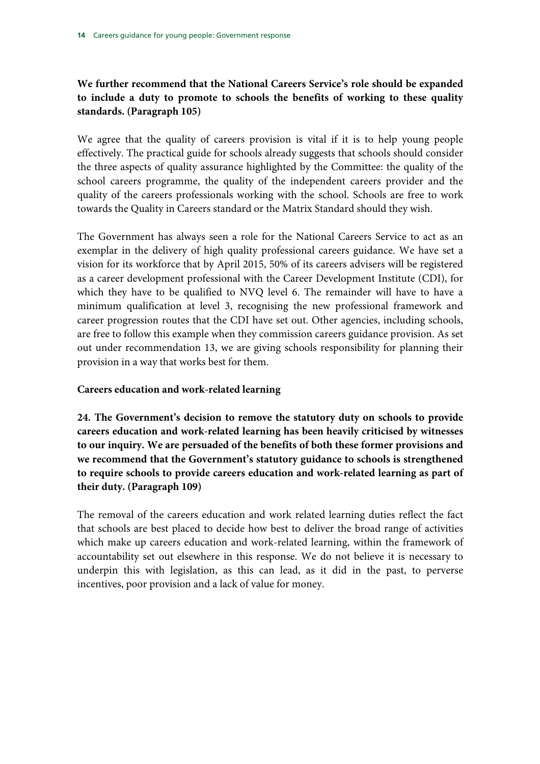**We further recommend that the National Careers Service's role should be expanded to include a duty to promote to schools the benefits of working to these quality standards. (Paragraph 105)**

We agree that the quality of careers provision is vital if it is to help young people effectively. The practical guide for schools already suggests that schools should consider the three aspects of quality assurance highlighted by the Committee: the quality of the school careers programme, the quality of the independent careers provider and the quality of the careers professionals working with the school. Schools are free to work towards the Quality in Careers standard or the Matrix Standard should they wish.

The Government has always seen a role for the National Careers Service to act as an exemplar in the delivery of high quality professional careers guidance. We have set a vision for its workforce that by April 2015, 50% of its careers advisers will be registered as a career development professional with the Career Development Institute (CDI), for which they have to be qualified to NVQ level 6. The remainder will have to have a minimum qualification at level 3, recognising the new professional framework and career progression routes that the CDI have set out. Other agencies, including schools, are free to follow this example when they commission careers guidance provision. As set out under recommendation 13, we are giving schools responsibility for planning their provision in a way that works best for them.

### Careers education and work-related learning

**24. The Government's decision to remove the statutory duty on schools to provide careers education and work-related learning has been heavily criticised by witnesses to our inquiry. We are persuaded of the benefits of both these former provisions and we recommend that the Government's statutory guidance to schools is strengthened to require schools to provide careers education and work-related learning as part of their duty. (Paragraph 109)**

The removal of the careers education and work related learning duties reflect the fact that schools are best placed to decide how best to deliver the broad range of activities which make up careers education and work-related learning, within the framework of accountability set out elsewhere in this response. We do not believe it is necessary to underpin this with legislation, as this can lead, as it did in the past, to perverse incentives, poor provision and a lack of value for money.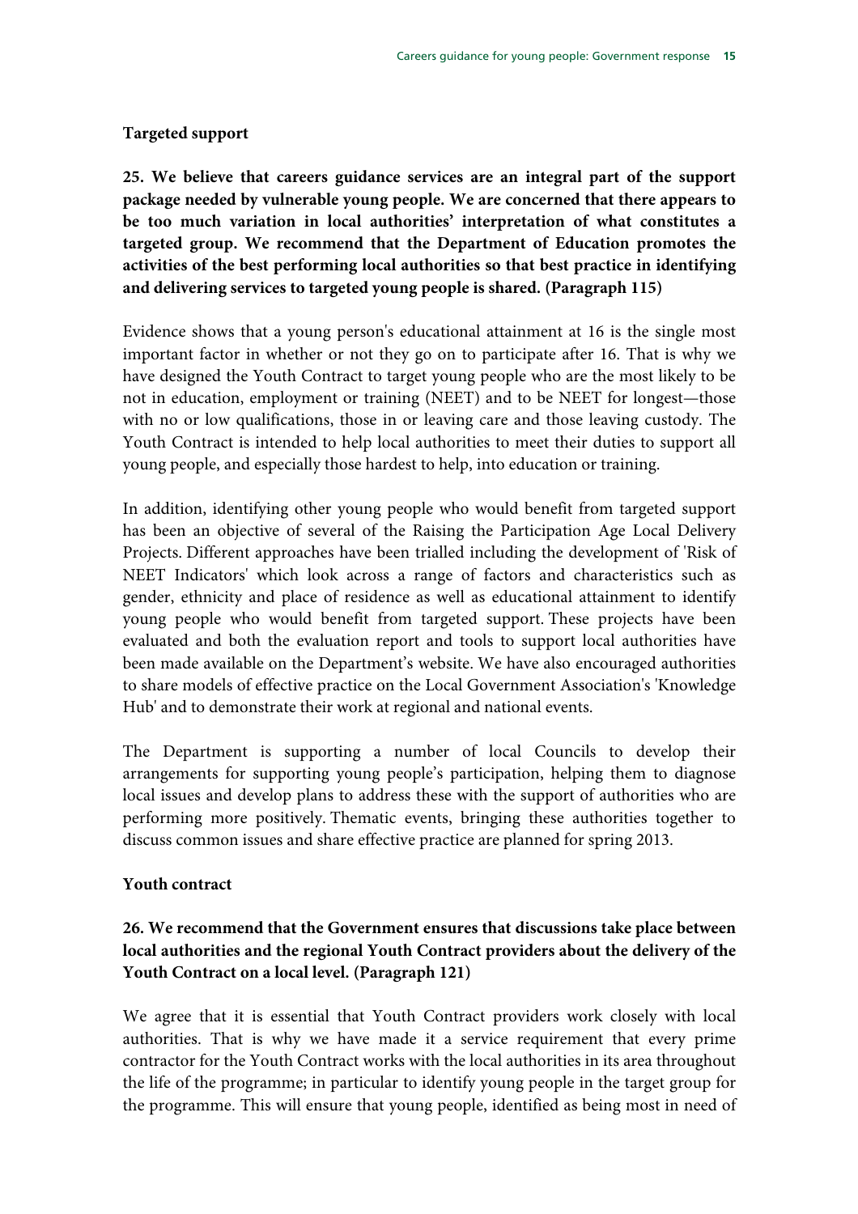**Targeted support**

**25. We believe that careers guidance services are an integral part of the support package needed by vulnerable young people. We are concerned that there appears to be too much variation in local authorities' interpretation of what constitutes a targeted group. We recommend that the Department of Education promotes the activities of the best performing local authorities so that best practice in identifying and delivering services to targeted young people is shared. (Paragraph 115)**

Evidence shows that a young person's educational attainment at 16 is the single most important factor in whether or not they go on to participate after 16. That is why we have designed the Youth Contract to target young people who are the most likely to be not in education, employment or training (NEET) and to be NEET for longest—those with no or low qualifications, those in or leaving care and those leaving custody. The Youth Contract is intended to help local authorities to meet their duties to support all young people, and especially those hardest to help, into education or training.

In addition, identifying other young people who would benefit from targeted support has been an objective of several of the Raising the Participation Age Local Delivery Projects. Different approaches have been trialled including the development of 'Risk of NEET Indicators' which look across a range of factors and characteristics such as gender, ethnicity and place of residence as well as educational attainment to identify young people who would benefit from targeted support. These projects have been evaluated and both the evaluation report and tools to support local authorities have been made available on the Department's website. We have also encouraged authorities to share models of effective practice on the Local Government Association's 'Knowledge Hub' and to demonstrate their work at regional and national events.

The Department is supporting a number of local Councils to develop their arrangements for supporting young people's participation, helping them to diagnose local issues and develop plans to address these with the support of authorities who are performing more positively. Thematic events, bringing these authorities together to discuss common issues and share effective practice are planned for spring 2013.

**Youth contract**

**26. We recommend that the Government ensures that discussions take place between local authorities and the regional Youth Contract providers about the delivery of the Youth Contract on a local level. (Paragraph 121)**

We agree that it is essential that Youth Contract providers work closely with local authorities. That is why we have made it a service requirement that every prime contractor for the Youth Contract works with the local authorities in its area throughout the life of the programme; in particular to identify young people in the target group for the programme. This will ensure that young people, identified as being most in need of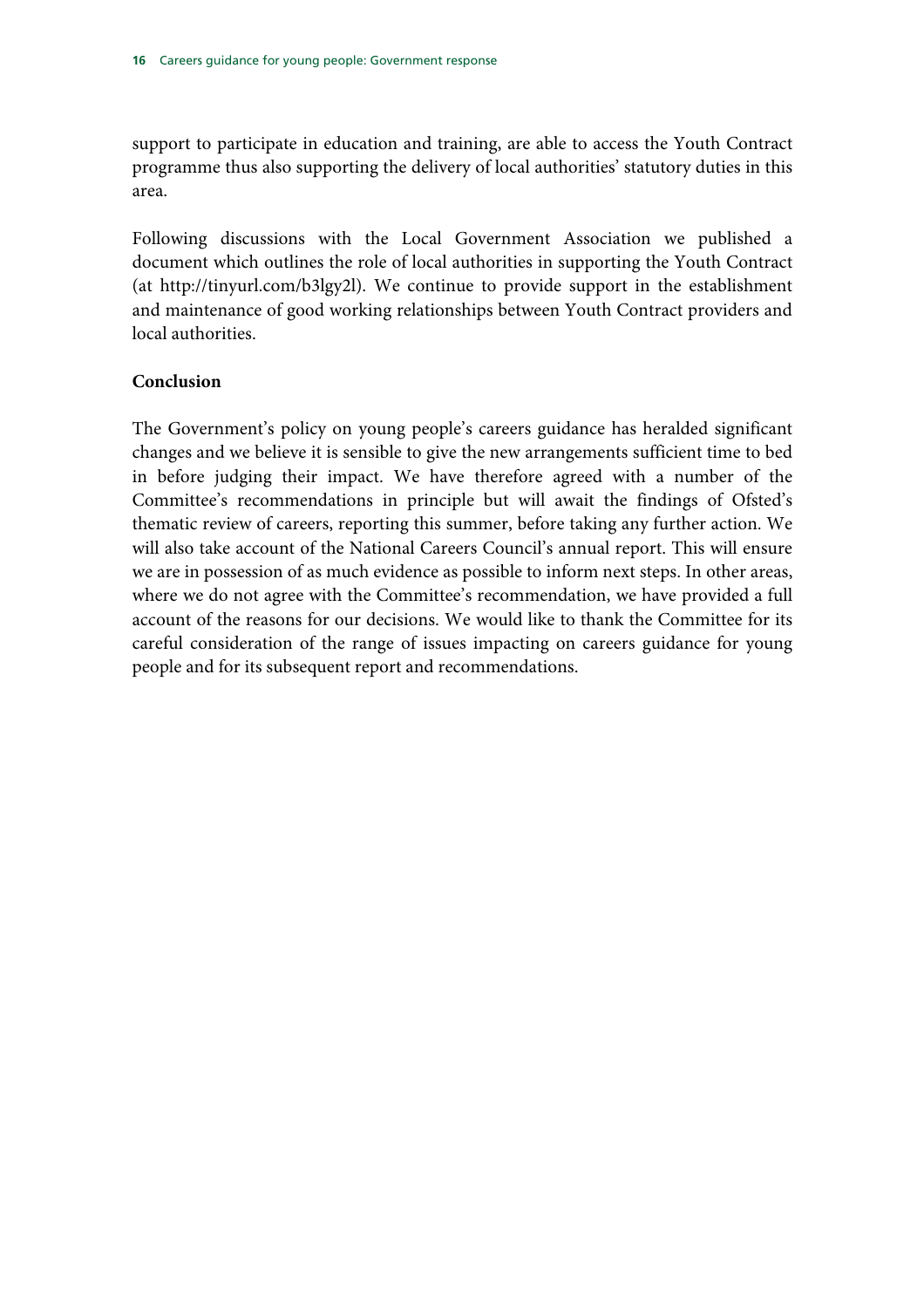support to participate in education and training, are able to access the Youth Contract programme thus also supporting the delivery of local authorities' statutory duties in this area.

Following discussions with the Local Government Association we published a document which outlines the role of local authorities in supporting the Youth Contract (at http://tinyurl.com/b3lgy2l). We continue to provide support in the establishment and maintenance of good working relationships between Youth Contract providers and local authorities.

**Conclusion**

The Government's policy on young people's careers guidance has heralded significant changes and we believe it is sensible to give the new arrangements sufficient time to bed in before judging their impact. We have therefore agreed with a number of the Committee's recommendations in principle but will await the findings of Ofsted's thematic review of careers, reporting this summer, before taking any further action. We will also take account of the National Careers Council's annual report. This will ensure we are in possession of as much evidence as possible to inform next steps. In other areas, where we do not agree with the Committee's recommendation, we have provided a full account of the reasons for our decisions. We would like to thank the Committee for its careful consideration of the range of issues impacting on careers guidance for young people and for its subsequent report and recommendations.